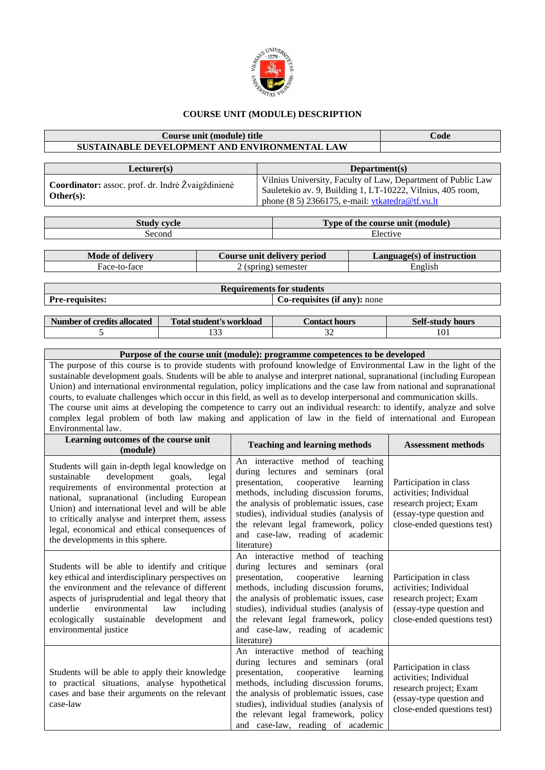# COURSE UNIT (MODULE) DESCRIPTION

| Course unit (module) title | Code |
|---|---|
| **SUSTAINABLE DEVELOPMENT AND ENVIRONMENTAL LAW** | |

| Lecturer(s) | Department(s) |
|---|---|
| **Coordinator:** assoc. prof. dr. Indrė Žvaigždinienė<br>**Other(s):** | Vilnius University, Faculty of Law, Department of Public Law Sauletekio av. 9, Building 1, LT-10222, Vilnius, 405 room, phone (8 5) 2366175, e-mail: vtkatedra@tf.vu.lt |

| Study cycle | Type of the course unit (module) |
|---|---|
| Second | Elective |

| Mode of delivery | Course unit delivery period | Language(s) of instruction |
|---|---|---|
| Face-to-face | 2 (spring) semester | English |

| Requirements for students | |
|---|---|
| **Pre-requisites:** | **Co-requisites (if any):** none |

| Number of credits allocated | Total student's workload | Contact hours | Self-study hours |
|---|---|---|---|
| 5 | 133 | 32 | 101 |

**Purpose of the course unit (module): programme competences to be developed**

The purpose of this course is to provide students with profound knowledge of Environmental Law in the light of the sustainable development goals. Students will be able to analyse and interpret national, supranational (including European Union) and international environmental regulation, policy implications and the case law from national and supranational courts, to evaluate challenges which occur in this field, as well as to develop interpersonal and communication skills.
The course unit aims at developing the competence to carry out an individual research: to identify, analyze and solve complex legal problem of both law making and application of law in the field of international and European Environmental law.

| Learning outcomes of the course unit (module) | Teaching and learning methods | Assessment methods |
|---|---|---|
| Students will gain in-depth legal knowledge on sustainable development goals, legal requirements of environmental protection at national, supranational (including European Union) and international level and will be able to critically analyse and interpret them, assess legal, economical and ethical consequences of the developments in this sphere. | An interactive method of teaching during lectures and seminars (oral presentation, cooperative learning methods, including discussion forums, the analysis of problematic issues, case studies), individual studies (analysis of the relevant legal framework, policy and case-law, reading of academic literature) | Participation in class activities; Individual research project; Exam (essay-type question and close-ended questions test) |
| Students will be able to identify and critique key ethical and interdisciplinary perspectives on the environment and the relevance of different aspects of jurisprudential and legal theory that underlie environmental law including ecologically sustainable development and environmental justice | An interactive method of teaching during lectures and seminars (oral presentation, cooperative learning methods, including discussion forums, the analysis of problematic issues, case studies), individual studies (analysis of the relevant legal framework, policy and case-law, reading of academic literature) | Participation in class activities; Individual research project; Exam (essay-type question and close-ended questions test) |
| Students will be able to apply their knowledge to practical situations, analyse hypothetical cases and base their arguments on the relevant case-law | An interactive method of teaching during lectures and seminars (oral presentation, cooperative learning methods, including discussion forums, the analysis of problematic issues, case studies), individual studies (analysis of the relevant legal framework, policy and case-law, reading of academic | Participation in class activities; Individual research project; Exam (essay-type question and close-ended questions test) |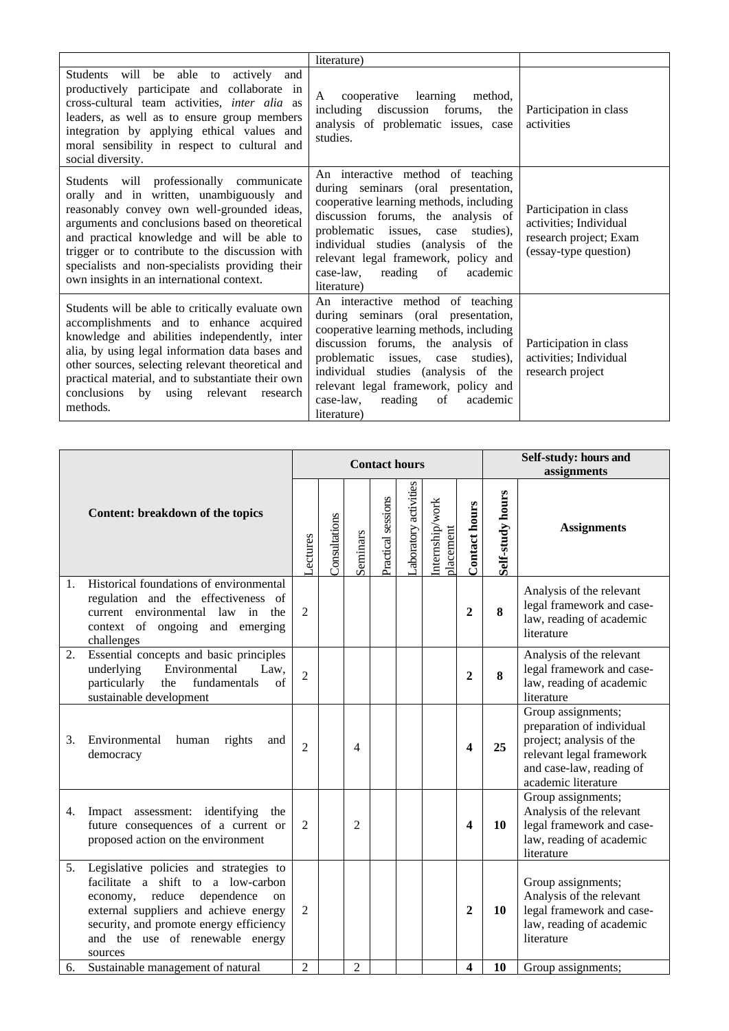| | | |
|---|---|---|
| | literature) | |
| Students will be able to actively and productively participate and collaborate in cross-cultural team activities, *inter alia* as leaders, as well as to ensure group members integration by applying ethical values and moral sensibility in respect to cultural and social diversity. | A cooperative learning method, including discussion forums, the analysis of problematic issues, case studies. | Participation in class activities |
| Students will professionally communicate orally and in written, unambiguously and reasonably convey own well-grounded ideas, arguments and conclusions based on theoretical and practical knowledge and will be able to trigger or to contribute to the discussion with specialists and non-specialists providing their own insights in an international context. | An interactive method of teaching during seminars (oral presentation, cooperative learning methods, including discussion forums, the analysis of problematic issues, case studies), individual studies (analysis of the relevant legal framework, policy and case-law, reading of academic literature) | Participation in class activities; Individual research project; Exam (essay-type question) |
| Students will be able to critically evaluate own accomplishments and to enhance acquired knowledge and abilities independently, inter alia, by using legal information data bases and other sources, selecting relevant theoretical and practical material, and to substantiate their own conclusions by using relevant research methods. | An interactive method of teaching during seminars (oral presentation, cooperative learning methods, including discussion forums, the analysis of problematic issues, case studies), individual studies (analysis of the relevant legal framework, policy and case-law, reading of academic literature) | Participation in class activities; Individual research project |

| Content: breakdown of the topics | Contact hours | | | | | | | Self-study: hours and assignments | |
|---|---|---|---|---|---|---|---|---|---|
| | Lectures | Consultations | Seminars | Practical sessions | Laboratory activities | Internship/work placement | **Contact hours** | **Self-study hours** | **Assignments** |
| 1. Historical foundations of environmental regulation and the effectiveness of current environmental law in the context of ongoing and emerging challenges | 2 | | | | | | **2** | **8** | Analysis of the relevant legal framework and case-law, reading of academic literature |
| 2. Essential concepts and basic principles underlying Environmental Law, particularly the fundamentals of sustainable development | 2 | | | | | | **2** | **8** | Analysis of the relevant legal framework and case-law, reading of academic literature |
| 3. Environmental human rights and democracy | 2 | | 4 | | | | **4** | **25** | Group assignments; preparation of individual project; analysis of the relevant legal framework and case-law, reading of academic literature |
| 4. Impact assessment: identifying the future consequences of a current or proposed action on the environment | 2 | | 2 | | | | **4** | **10** | Group assignments; Analysis of the relevant legal framework and case-law, reading of academic literature |
| 5. Legislative policies and strategies to facilitate a shift to a low-carbon economy, reduce dependence on external suppliers and achieve energy security, and promote energy efficiency and the use of renewable energy sources | 2 | | | | | | **2** | **10** | Group assignments; Analysis of the relevant legal framework and case-law, reading of academic literature |
| 6. Sustainable management of natural | 2 | | 2 | | | | **4** | **10** | Group assignments; |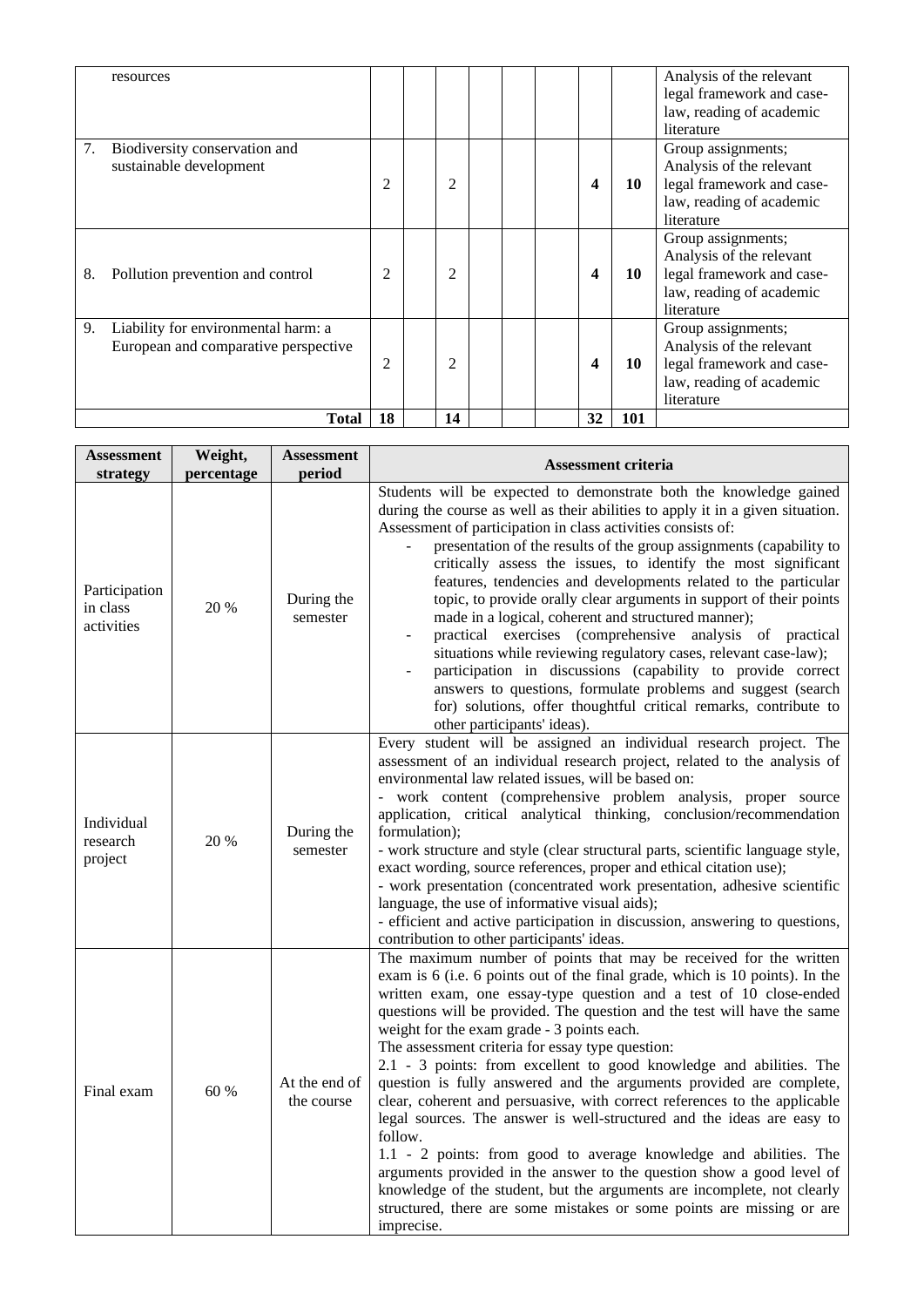| | | | | | | | | | |
|---|---|---|---|---|---|---|---|---|---|
| resources | | | | | | | | | Analysis of the relevant legal framework and case-law, reading of academic literature |
| 7. Biodiversity conservation and sustainable development | 2 | | 2 | | | | **4** | **10** | Group assignments; Analysis of the relevant legal framework and case-law, reading of academic literature |
| 8. Pollution prevention and control | 2 | | 2 | | | | **4** | **10** | Group assignments; Analysis of the relevant legal framework and case-law, reading of academic literature |
| 9. Liability for environmental harm: a European and comparative perspective | 2 | | 2 | | | | **4** | **10** | Group assignments; Analysis of the relevant legal framework and case-law, reading of academic literature |
| **Total** | **18** | | **14** | | | | **32** | **101** | |

| **Assessment strategy** | **Weight, percentage** | **Assessment period** | **Assessment criteria** |
|---|---|---|---|
| Participation in class activities | 20 % | During the semester | Students will be expected to demonstrate both the knowledge gained during the course as well as their abilities to apply it in a given situation. Assessment of participation in class activities consists of:<br>- presentation of the results of the group assignments (capability to critically assess the issues, to identify the most significant features, tendencies and developments related to the particular topic, to provide orally clear arguments in support of their points made in a logical, coherent and structured manner);<br>- practical exercises (comprehensive analysis of practical situations while reviewing regulatory cases, relevant case-law);<br>- participation in discussions (capability to provide correct answers to questions, formulate problems and suggest (search for) solutions, offer thoughtful critical remarks, contribute to other participants' ideas). |
| Individual research project | 20 % | During the semester | Every student will be assigned an individual research project. The assessment of an individual research project, related to the analysis of environmental law related issues, will be based on:<br>- work content (comprehensive problem analysis, proper source application, critical analytical thinking, conclusion/recommendation formulation);<br>- work structure and style (clear structural parts, scientific language style, exact wording, source references, proper and ethical citation use);<br>- work presentation (concentrated work presentation, adhesive scientific language, the use of informative visual aids);<br>- efficient and active participation in discussion, answering to questions, contribution to other participants' ideas. |
| Final exam | 60 % | At the end of the course | The maximum number of points that may be received for the written exam is 6 (i.e. 6 points out of the final grade, which is 10 points). In the written exam, one essay-type question and a test of 10 close-ended questions will be provided. The question and the test will have the same weight for the exam grade - 3 points each.<br>The assessment criteria for essay type question:<br>2.1 - 3 points: from excellent to good knowledge and abilities. The question is fully answered and the arguments provided are complete, clear, coherent and persuasive, with correct references to the applicable legal sources. The answer is well-structured and the ideas are easy to follow.<br>1.1 - 2 points: from good to average knowledge and abilities. The arguments provided in the answer to the question show a good level of knowledge of the student, but the arguments are incomplete, not clearly structured, there are some mistakes or some points are missing or are imprecise. |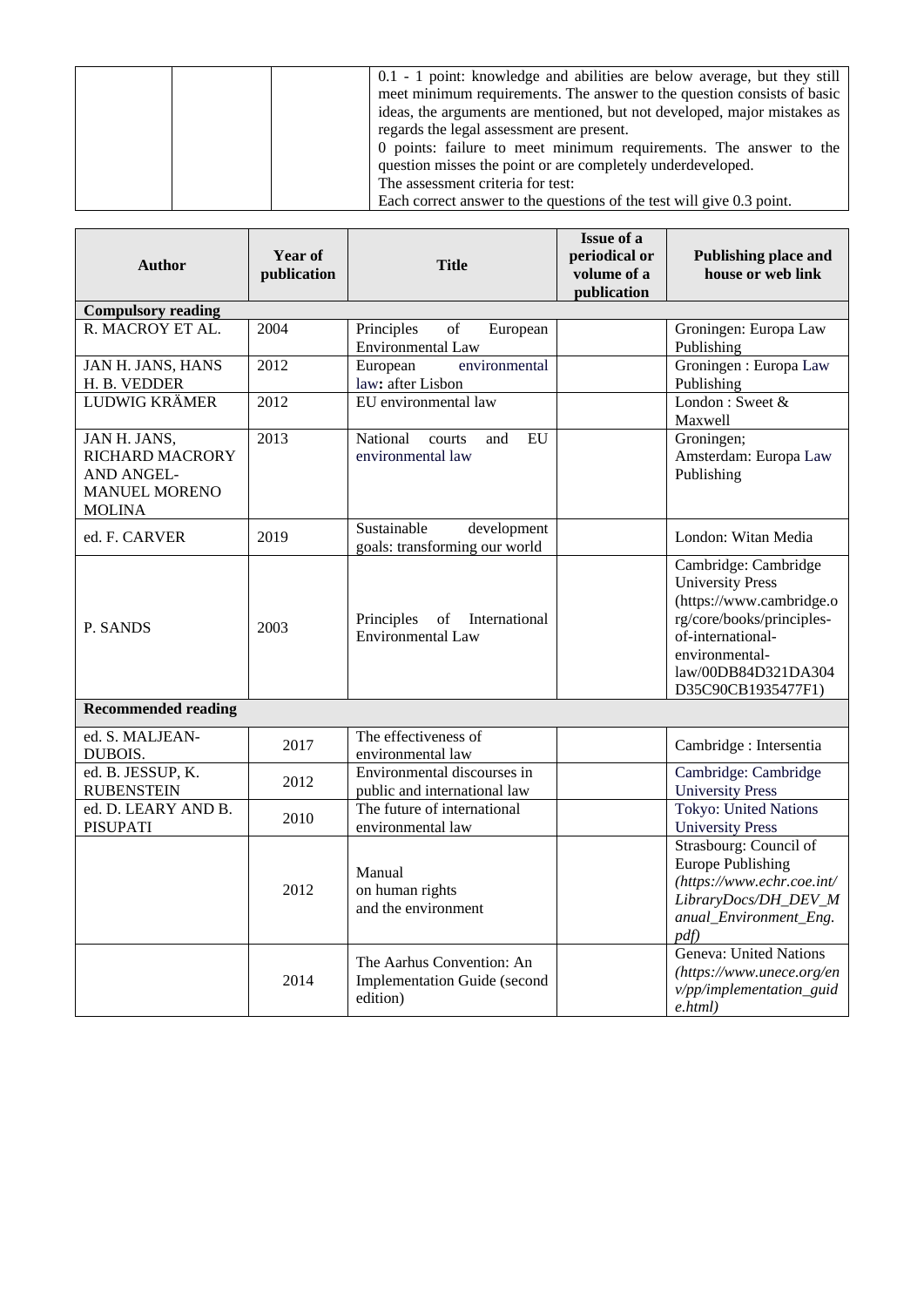| | | | |
|---|---|---|---|
| | | | 0.1 - 1 point: knowledge and abilities are below average, but they still meet minimum requirements. The answer to the question consists of basic ideas, the arguments are mentioned, but not developed, major mistakes as regards the legal assessment are present.<br>0 points: failure to meet minimum requirements. The answer to the question misses the point or are completely underdeveloped.<br>The assessment criteria for test:<br>Each correct answer to the questions of the test will give 0.3 point. |

| Author | Year of publication | Title | Issue of a periodical or volume of a publication | Publishing place and house or web link |
|---|---|---|---|---|
| **Compulsory reading** | | | | |
| R. MACROY ET AL. | 2004 | Principles of European Environmental Law | | Groningen: Europa Law Publishing |
| JAN H. JANS, HANS H. B. VEDDER | 2012 | European environmental law: after Lisbon | | Groningen : Europa Law Publishing |
| LUDWIG KRÄMER | 2012 | EU environmental law | | London : Sweet & Maxwell |
| JAN H. JANS, RICHARD MACRORY AND ANGEL-MANUEL MORENO MOLINA | 2013 | National courts and EU environmental law | | Groningen; Amsterdam: Europa Law Publishing |
| ed. F. CARVER | 2019 | Sustainable development goals: transforming our world | | London: Witan Media |
| P. SANDS | 2003 | Principles of International Environmental Law | | Cambridge: Cambridge University Press (https://www.cambridge.org/core/books/principles-of-international-environmental-law/00DB84D321DA304D35C90CB1935477F1) |
| **Recommended reading** | | | | |
| ed. S. MALJEAN-DUBOIS. | 2017 | The effectiveness of environmental law | | Cambridge : Intersentia |
| ed. B. JESSUP, K. RUBENSTEIN | 2012 | Environmental discourses in public and international law | | Cambridge: Cambridge University Press |
| ed. D. LEARY AND B. PISUPATI | 2010 | The future of international environmental law | | Tokyo: United Nations University Press |
| | 2012 | Manual on human rights and the environment | | Strasbourg: Council of Europe Publishing *(https://www.echr.coe.int/LibraryDocs/DH_DEV_Manual_Environment_Eng.pdf)* |
| | 2014 | The Aarhus Convention: An Implementation Guide (second edition) | | Geneva: United Nations *(https://www.unece.org/env/pp/implementation_guide.html)* |